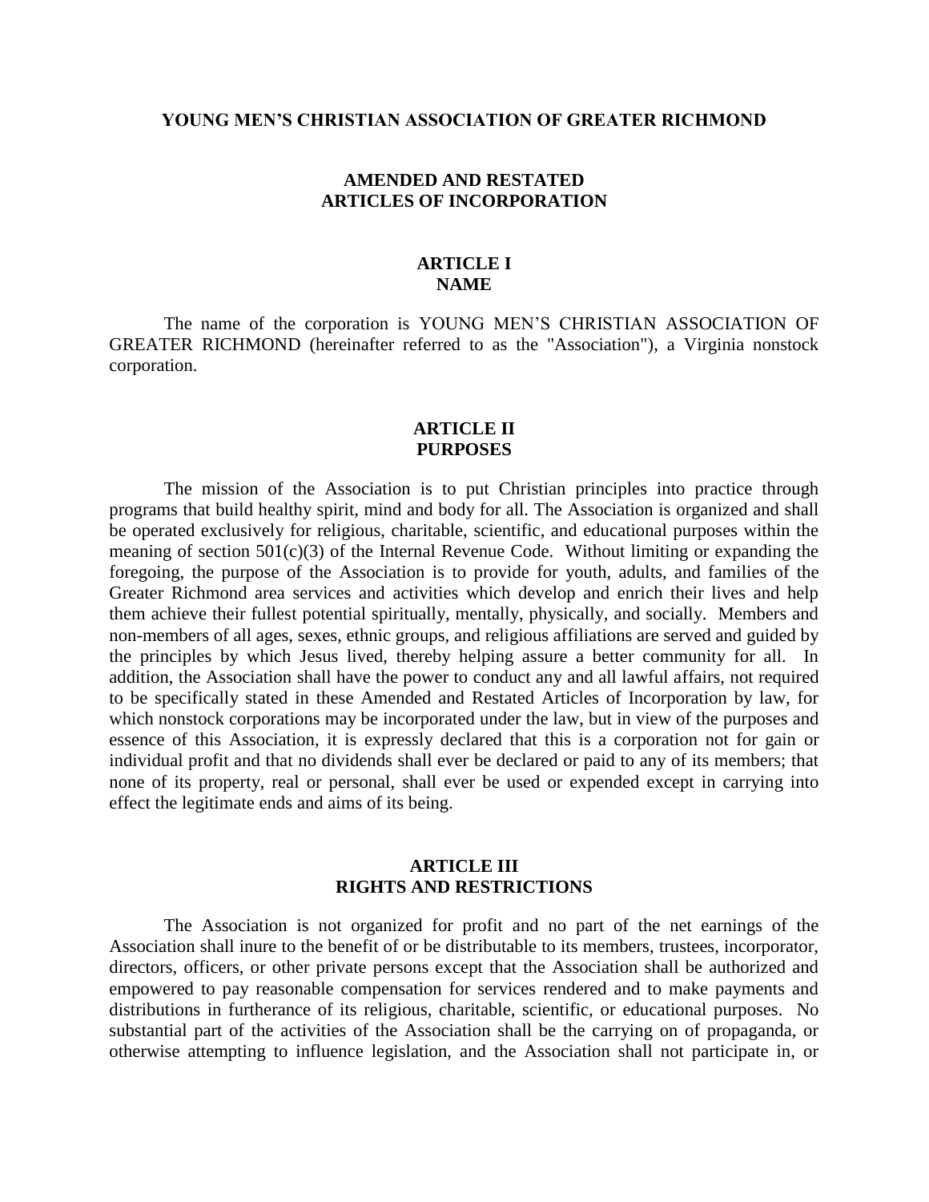# YOUNG MEN'S CHRISTIAN ASSOCIATION OF GREATER RICHMOND

## AMENDED AND RESTATED ARTICLES OF INCORPORATION

### ARTICLE I NAME

The name of the corporation is YOUNG MEN'S CHRISTIAN ASSOCIATION OF GREATER RICHMOND (hereinafter referred to as the "Association"), a Virginia nonstock corporation.

### ARTICLE II PURPOSES

The mission of the Association is to put Christian principles into practice through programs that build healthy spirit, mind and body for all. The Association is organized and shall be operated exclusively for religious, charitable, scientific, and educational purposes within the meaning of section 501(c)(3) of the Internal Revenue Code. Without limiting or expanding the foregoing, the purpose of the Association is to provide for youth, adults, and families of the Greater Richmond area services and activities which develop and enrich their lives and help them achieve their fullest potential spiritually, mentally, physically, and socially. Members and non-members of all ages, sexes, ethnic groups, and religious affiliations are served and guided by the principles by which Jesus lived, thereby helping assure a better community for all. In addition, the Association shall have the power to conduct any and all lawful affairs, not required to be specifically stated in these Amended and Restated Articles of Incorporation by law, for which nonstock corporations may be incorporated under the law, but in view of the purposes and essence of this Association, it is expressly declared that this is a corporation not for gain or individual profit and that no dividends shall ever be declared or paid to any of its members; that none of its property, real or personal, shall ever be used or expended except in carrying into effect the legitimate ends and aims of its being.

### ARTICLE III RIGHTS AND RESTRICTIONS

The Association is not organized for profit and no part of the net earnings of the Association shall inure to the benefit of or be distributable to its members, trustees, incorporator, directors, officers, or other private persons except that the Association shall be authorized and empowered to pay reasonable compensation for services rendered and to make payments and distributions in furtherance of its religious, charitable, scientific, or educational purposes. No substantial part of the activities of the Association shall be the carrying on of propaganda, or otherwise attempting to influence legislation, and the Association shall not participate in, or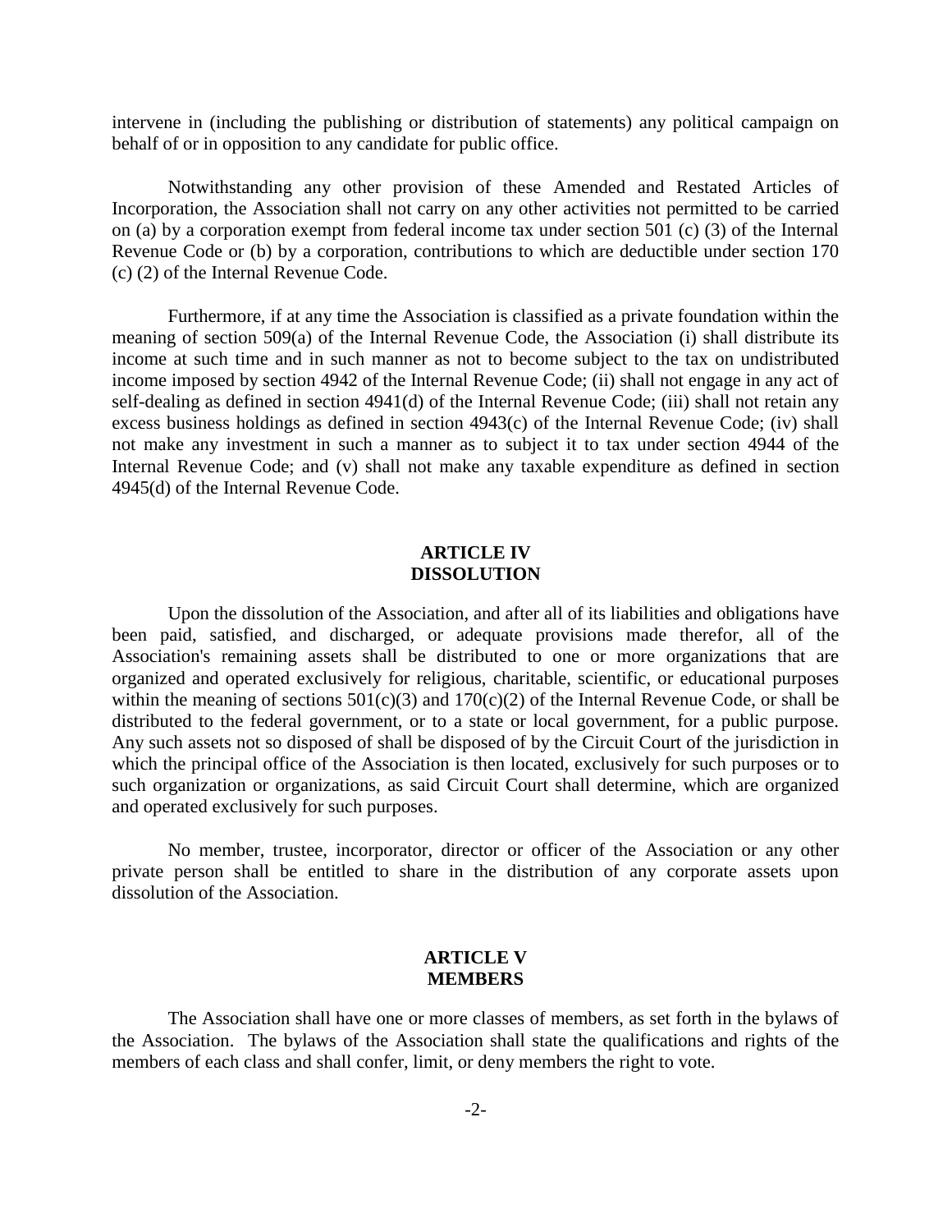intervene in (including the publishing or distribution of statements) any political campaign on behalf of or in opposition to any candidate for public office.

Notwithstanding any other provision of these Amended and Restated Articles of Incorporation, the Association shall not carry on any other activities not permitted to be carried on (a) by a corporation exempt from federal income tax under section 501 (c) (3) of the Internal Revenue Code or (b) by a corporation, contributions to which are deductible under section 170 (c) (2) of the Internal Revenue Code.

Furthermore, if at any time the Association is classified as a private foundation within the meaning of section 509(a) of the Internal Revenue Code, the Association (i) shall distribute its income at such time and in such manner as not to become subject to the tax on undistributed income imposed by section 4942 of the Internal Revenue Code; (ii) shall not engage in any act of self-dealing as defined in section 4941(d) of the Internal Revenue Code; (iii) shall not retain any excess business holdings as defined in section 4943(c) of the Internal Revenue Code; (iv) shall not make any investment in such a manner as to subject it to tax under section 4944 of the Internal Revenue Code; and (v) shall not make any taxable expenditure as defined in section 4945(d) of the Internal Revenue Code.

## ARTICLE IV
## DISSOLUTION

Upon the dissolution of the Association, and after all of its liabilities and obligations have been paid, satisfied, and discharged, or adequate provisions made therefor, all of the Association's remaining assets shall be distributed to one or more organizations that are organized and operated exclusively for religious, charitable, scientific, or educational purposes within the meaning of sections 501(c)(3) and 170(c)(2) of the Internal Revenue Code, or shall be distributed to the federal government, or to a state or local government, for a public purpose. Any such assets not so disposed of shall be disposed of by the Circuit Court of the jurisdiction in which the principal office of the Association is then located, exclusively for such purposes or to such organization or organizations, as said Circuit Court shall determine, which are organized and operated exclusively for such purposes.

No member, trustee, incorporator, director or officer of the Association or any other private person shall be entitled to share in the distribution of any corporate assets upon dissolution of the Association.

## ARTICLE V
## MEMBERS

The Association shall have one or more classes of members, as set forth in the bylaws of the Association. The bylaws of the Association shall state the qualifications and rights of the members of each class and shall confer, limit, or deny members the right to vote.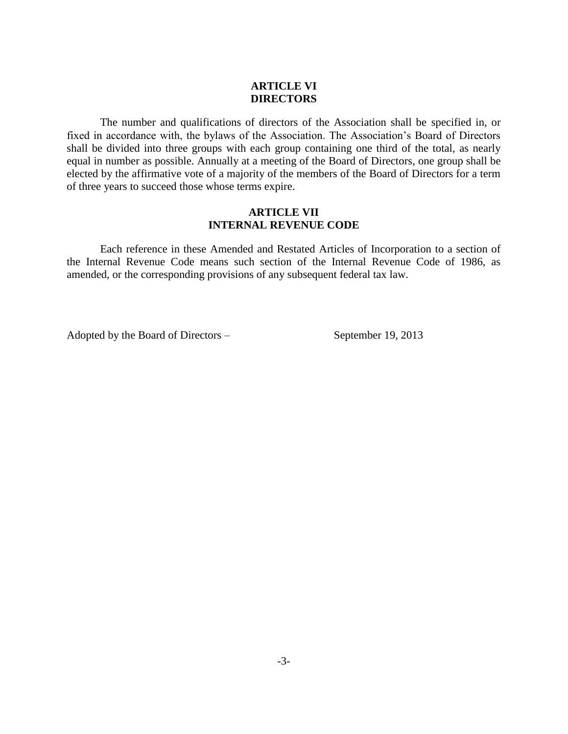## ARTICLE VI
## DIRECTORS

The number and qualifications of directors of the Association shall be specified in, or fixed in accordance with, the bylaws of the Association. The Association's Board of Directors shall be divided into three groups with each group containing one third of the total, as nearly equal in number as possible. Annually at a meeting of the Board of Directors, one group shall be elected by the affirmative vote of a majority of the members of the Board of Directors for a term of three years to succeed those whose terms expire.

## ARTICLE VII
## INTERNAL REVENUE CODE

Each reference in these Amended and Restated Articles of Incorporation to a section of the Internal Revenue Code means such section of the Internal Revenue Code of 1986, as amended, or the corresponding provisions of any subsequent federal tax law.

Adopted by the Board of Directors – September 19, 2013